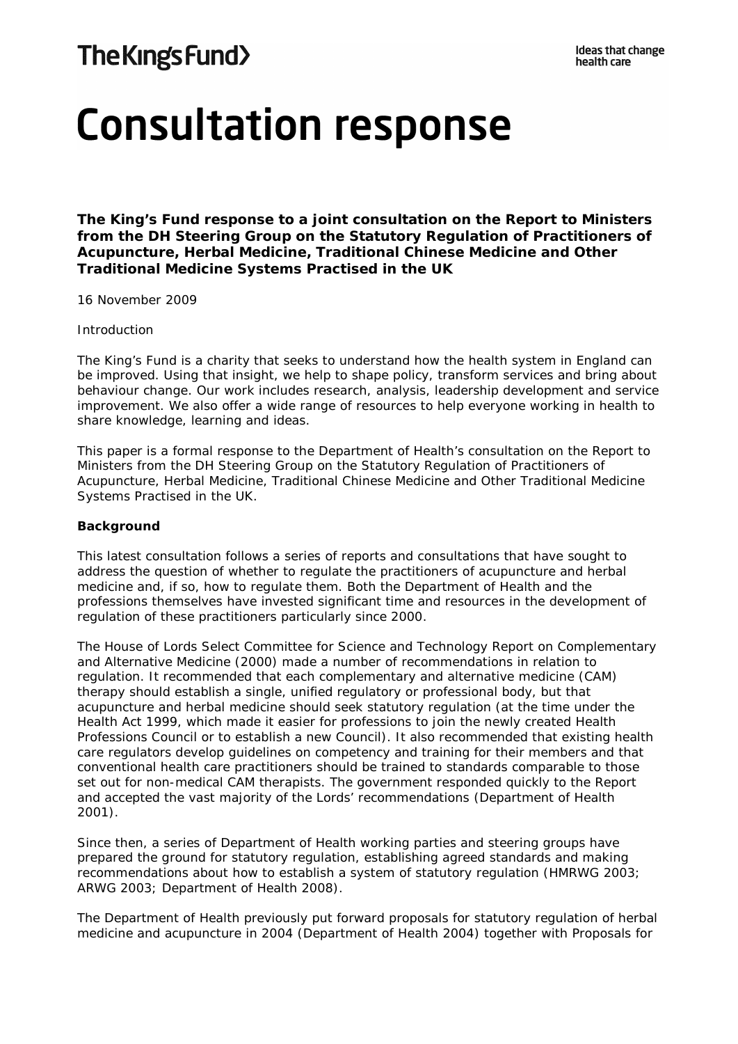The King's Fund

Ideas that change health care

# Consultation response

**The King's Fund response to a joint consultation on the Report to Ministers from the DH Steering Group on the Statutory Regulation of Practitioners of Acupuncture, Herbal Medicine, Traditional Chinese Medicine and Other Traditional Medicine Systems Practised in the UK**

16 November 2009

Introduction

The King's Fund is a charity that seeks to understand how the health system in England can be improved. Using that insight, we help to shape policy, transform services and bring about behaviour change. Our work includes research, analysis, leadership development and service improvement. We also offer a wide range of resources to help everyone working in health to share knowledge, learning and ideas.

This paper is a formal response to the Department of Health's consultation on the Report to Ministers from the DH Steering Group on the Statutory Regulation of Practitioners of Acupuncture, Herbal Medicine, Traditional Chinese Medicine and Other Traditional Medicine Systems Practised in the UK.

**Background**

This latest consultation follows a series of reports and consultations that have sought to address the question of whether to regulate the practitioners of acupuncture and herbal medicine and, if so, how to regulate them. Both the Department of Health and the professions themselves have invested significant time and resources in the development of regulation of these practitioners particularly since 2000.

The House of Lords Select Committee for Science and Technology Report on Complementary and Alternative Medicine (2000) made a number of recommendations in relation to regulation. It recommended that each complementary and alternative medicine (CAM) therapy should establish a single, unified regulatory or professional body, but that acupuncture and herbal medicine should seek statutory regulation (at the time under the Health Act 1999, which made it easier for professions to join the newly created Health Professions Council or to establish a new Council). It also recommended that existing health care regulators develop guidelines on competency and training for their members and that conventional health care practitioners should be trained to standards comparable to those set out for non-medical CAM therapists. The government responded quickly to the Report and accepted the vast majority of the Lords' recommendations (Department of Health 2001).

Since then, a series of Department of Health working parties and steering groups have prepared the ground for statutory regulation, establishing agreed standards and making recommendations about how to establish a system of statutory regulation (HMRWG 2003; ARWG 2003; Department of Health 2008).

The Department of Health previously put forward proposals for statutory regulation of herbal medicine and acupuncture in 2004 (Department of Health 2004) together with Proposals for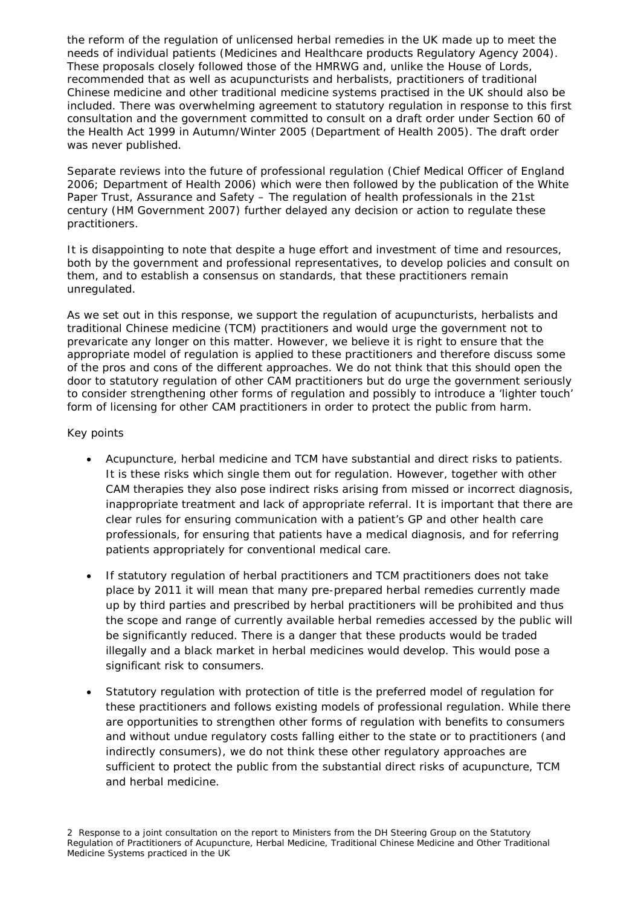the reform of the regulation of unlicensed herbal remedies in the UK made up to meet the needs of individual patients (Medicines and Healthcare products Regulatory Agency 2004). These proposals closely followed those of the HMRWG and, unlike the House of Lords, recommended that as well as acupuncturists and herbalists, practitioners of traditional Chinese medicine and other traditional medicine systems practised in the UK should also be included. There was overwhelming agreement to statutory regulation in response to this first consultation and the government committed to consult on a draft order under Section 60 of the Health Act 1999 in Autumn/Winter 2005 (Department of Health 2005). The draft order was never published.

Separate reviews into the future of professional regulation (Chief Medical Officer of England 2006; Department of Health 2006) which were then followed by the publication of the White Paper Trust, Assurance and Safety – The regulation of health professionals in the 21st century (HM Government 2007) further delayed any decision or action to regulate these practitioners.

It is disappointing to note that despite a huge effort and investment of time and resources, both by the government and professional representatives, to develop policies and consult on them, and to establish a consensus on standards, that these practitioners remain unregulated.

As we set out in this response, we support the regulation of acupuncturists, herbalists and traditional Chinese medicine (TCM) practitioners and would urge the government not to prevaricate any longer on this matter. However, we believe it is right to ensure that the appropriate model of regulation is applied to these practitioners and therefore discuss some of the pros and cons of the different approaches. We do not think that this should open the door to statutory regulation of other CAM practitioners but do urge the government seriously to consider strengthening other forms of regulation and possibly to introduce a 'lighter touch' form of licensing for other CAM practitioners in order to protect the public from harm.

Key points

- Acupuncture, herbal medicine and TCM have substantial and direct risks to patients. It is these risks which single them out for regulation. However, together with other CAM therapies they also pose indirect risks arising from missed or incorrect diagnosis, inappropriate treatment and lack of appropriate referral. It is important that there are clear rules for ensuring communication with a patient's GP and other health care professionals, for ensuring that patients have a medical diagnosis, and for referring patients appropriately for conventional medical care.

- If statutory regulation of herbal practitioners and TCM practitioners does not take place by 2011 it will mean that many pre-prepared herbal remedies currently made up by third parties and prescribed by herbal practitioners will be prohibited and thus the scope and range of currently available herbal remedies accessed by the public will be significantly reduced. There is a danger that these products would be traded illegally and a black market in herbal medicines would develop. This would pose a significant risk to consumers.

- Statutory regulation with protection of title is the preferred model of regulation for these practitioners and follows existing models of professional regulation. While there are opportunities to strengthen other forms of regulation with benefits to consumers and without undue regulatory costs falling either to the state or to practitioners (and indirectly consumers), we do not think these other regulatory approaches are sufficient to protect the public from the substantial direct risks of acupuncture, TCM and herbal medicine.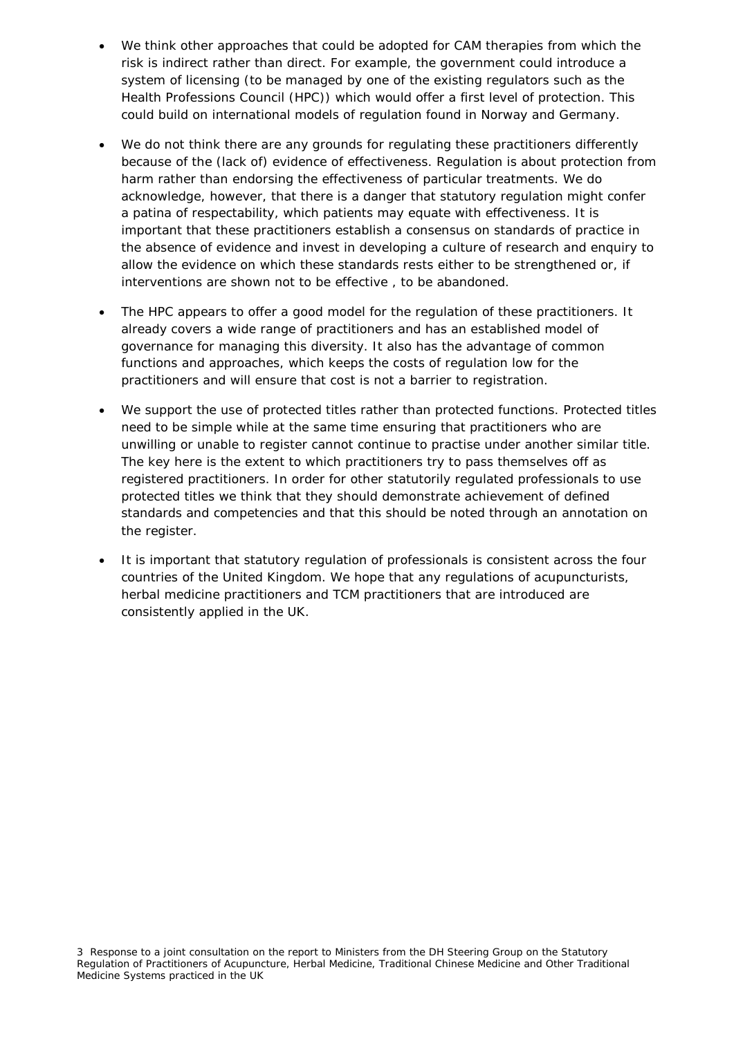- We think other approaches that could be adopted for CAM therapies from which the risk is indirect rather than direct. For example, the government could introduce a system of licensing (to be managed by one of the existing regulators such as the Health Professions Council (HPC)) which would offer a first level of protection. This could build on international models of regulation found in Norway and Germany.

- We do not think there are any grounds for regulating these practitioners differently because of the (lack of) evidence of effectiveness. Regulation is about protection from harm rather than endorsing the effectiveness of particular treatments. We do acknowledge, however, that there is a danger that statutory regulation might confer a patina of respectability, which patients may equate with effectiveness. It is important that these practitioners establish a consensus on standards of practice in the absence of evidence and invest in developing a culture of research and enquiry to allow the evidence on which these standards rests either to be strengthened or, if interventions are shown not to be effective , to be abandoned.

- The HPC appears to offer a good model for the regulation of these practitioners. It already covers a wide range of practitioners and has an established model of governance for managing this diversity. It also has the advantage of common functions and approaches, which keeps the costs of regulation low for the practitioners and will ensure that cost is not a barrier to registration.

- We support the use of protected titles rather than protected functions. Protected titles need to be simple while at the same time ensuring that practitioners who are unwilling or unable to register cannot continue to practise under another similar title. The key here is the extent to which practitioners try to pass themselves off as registered practitioners. In order for other statutorily regulated professionals to use protected titles we think that they should demonstrate achievement of defined standards and competencies and that this should be noted through an annotation on the register.

- It is important that statutory regulation of professionals is consistent across the four countries of the United Kingdom. We hope that any regulations of acupuncturists, herbal medicine practitioners and TCM practitioners that are introduced are consistently applied in the UK.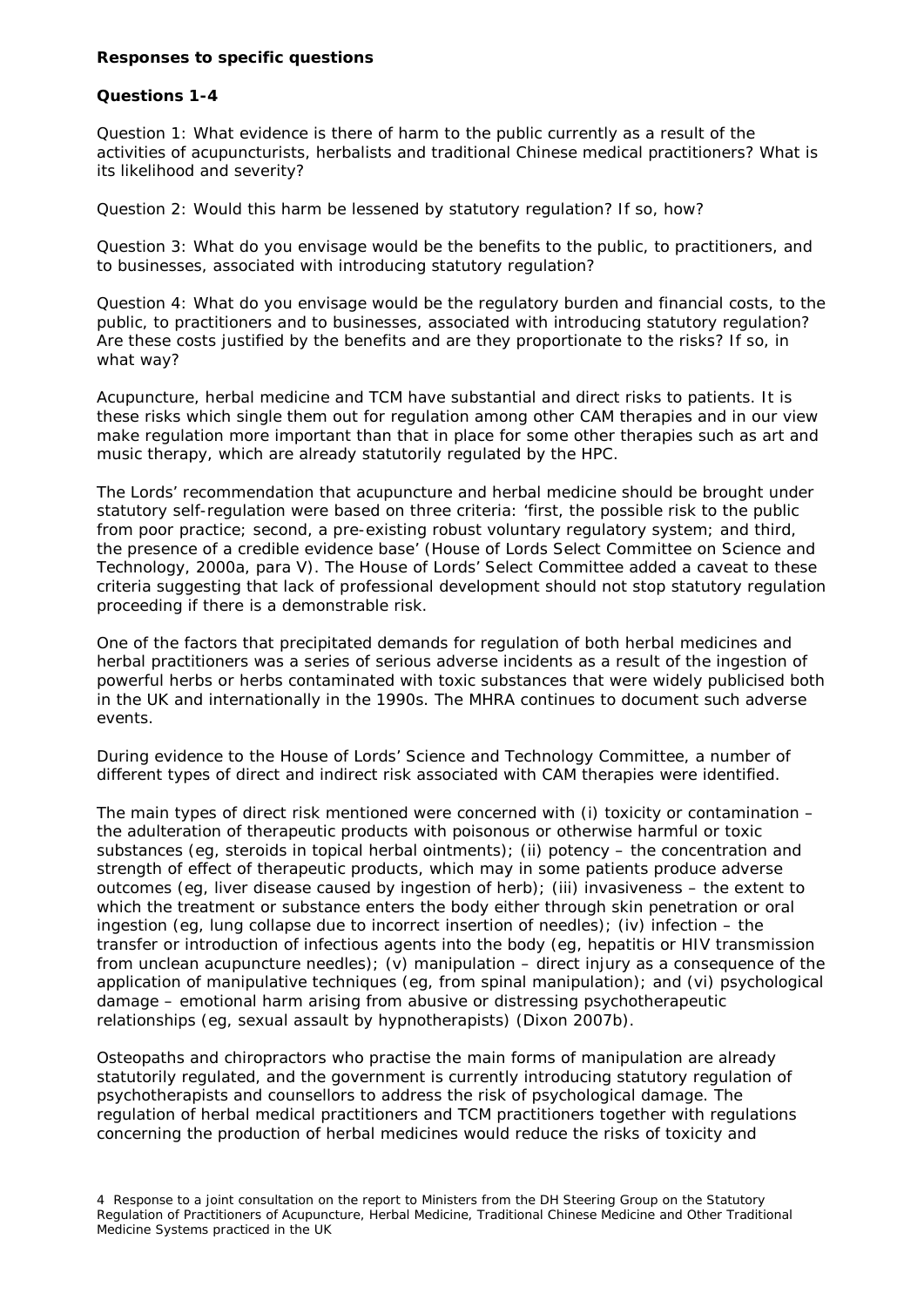**Responses to specific questions**

**Questions 1-4**

Question 1: What evidence is there of harm to the public currently as a result of the activities of acupuncturists, herbalists and traditional Chinese medical practitioners? What is its likelihood and severity?

Question 2: Would this harm be lessened by statutory regulation? If so, how?

Question 3: What do you envisage would be the benefits to the public, to practitioners, and to businesses, associated with introducing statutory regulation?

Question 4: What do you envisage would be the regulatory burden and financial costs, to the public, to practitioners and to businesses, associated with introducing statutory regulation? Are these costs justified by the benefits and are they proportionate to the risks? If so, in what way?

Acupuncture, herbal medicine and TCM have substantial and direct risks to patients. It is these risks which single them out for regulation among other CAM therapies and in our view make regulation more important than that in place for some other therapies such as art and music therapy, which are already statutorily regulated by the HPC.

The Lords' recommendation that acupuncture and herbal medicine should be brought under statutory self-regulation were based on three criteria: 'first, the possible risk to the public from poor practice; second, a pre-existing robust voluntary regulatory system; and third, the presence of a credible evidence base' (House of Lords Select Committee on Science and Technology, 2000a, para V). The House of Lords' Select Committee added a caveat to these criteria suggesting that lack of professional development should not stop statutory regulation proceeding if there is a demonstrable risk.

One of the factors that precipitated demands for regulation of both herbal medicines and herbal practitioners was a series of serious adverse incidents as a result of the ingestion of powerful herbs or herbs contaminated with toxic substances that were widely publicised both in the UK and internationally in the 1990s. The MHRA continues to document such adverse events.

During evidence to the House of Lords' Science and Technology Committee, a number of different types of direct and indirect risk associated with CAM therapies were identified.

The main types of direct risk mentioned were concerned with (i) toxicity or contamination – the adulteration of therapeutic products with poisonous or otherwise harmful or toxic substances (eg, steroids in topical herbal ointments); (ii) potency – the concentration and strength of effect of therapeutic products, which may in some patients produce adverse outcomes (eg, liver disease caused by ingestion of herb); (iii) invasiveness – the extent to which the treatment or substance enters the body either through skin penetration or oral ingestion (eg, lung collapse due to incorrect insertion of needles); (iv) infection – the transfer or introduction of infectious agents into the body (eg, hepatitis or HIV transmission from unclean acupuncture needles); (v) manipulation – direct injury as a consequence of the application of manipulative techniques (eg, from spinal manipulation); and (vi) psychological damage – emotional harm arising from abusive or distressing psychotherapeutic relationships (eg, sexual assault by hypnotherapists) (Dixon 2007b).

Osteopaths and chiropractors who practise the main forms of manipulation are already statutorily regulated, and the government is currently introducing statutory regulation of psychotherapists and counsellors to address the risk of psychological damage. The regulation of herbal medical practitioners and TCM practitioners together with regulations concerning the production of herbal medicines would reduce the risks of toxicity and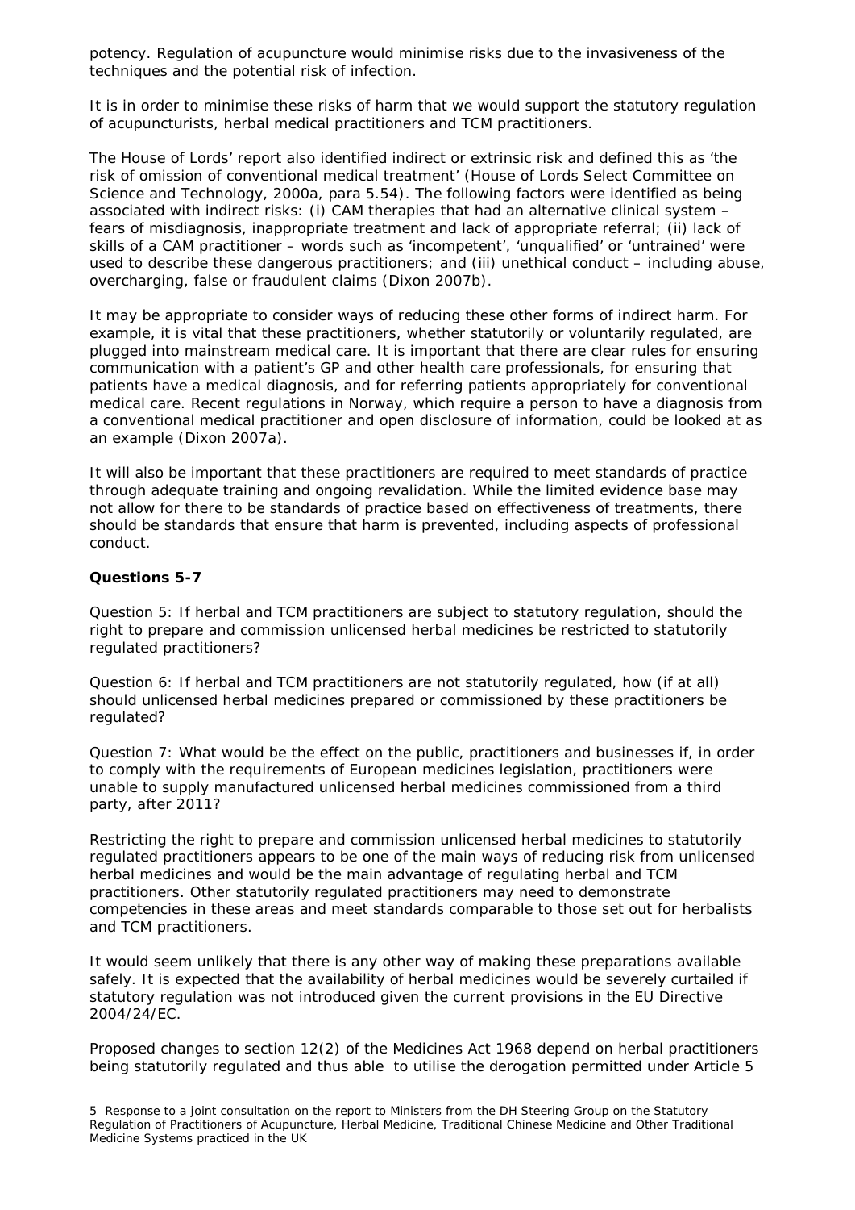potency. Regulation of acupuncture would minimise risks due to the invasiveness of the techniques and the potential risk of infection.

It is in order to minimise these risks of harm that we would support the statutory regulation of acupuncturists, herbal medical practitioners and TCM practitioners.

The House of Lords' report also identified indirect or extrinsic risk and defined this as 'the risk of omission of conventional medical treatment' (House of Lords Select Committee on Science and Technology, 2000a, para 5.54). The following factors were identified as being associated with indirect risks: (i) CAM therapies that had an alternative clinical system – fears of misdiagnosis, inappropriate treatment and lack of appropriate referral; (ii) lack of skills of a CAM practitioner – words such as 'incompetent', 'unqualified' or 'untrained' were used to describe these dangerous practitioners; and (iii) unethical conduct – including abuse, overcharging, false or fraudulent claims (Dixon 2007b).

It may be appropriate to consider ways of reducing these other forms of indirect harm. For example, it is vital that these practitioners, whether statutorily or voluntarily regulated, are plugged into mainstream medical care. It is important that there are clear rules for ensuring communication with a patient's GP and other health care professionals, for ensuring that patients have a medical diagnosis, and for referring patients appropriately for conventional medical care. Recent regulations in Norway, which require a person to have a diagnosis from a conventional medical practitioner and open disclosure of information, could be looked at as an example (Dixon 2007a).

It will also be important that these practitioners are required to meet standards of practice through adequate training and ongoing revalidation. While the limited evidence base may not allow for there to be standards of practice based on effectiveness of treatments, there should be standards that ensure that harm is prevented, including aspects of professional conduct.

**Questions 5-7**

Question 5: If herbal and TCM practitioners are subject to statutory regulation, should the right to prepare and commission unlicensed herbal medicines be restricted to statutorily regulated practitioners?

Question 6: If herbal and TCM practitioners are not statutorily regulated, how (if at all) should unlicensed herbal medicines prepared or commissioned by these practitioners be regulated?

Question 7: What would be the effect on the public, practitioners and businesses if, in order to comply with the requirements of European medicines legislation, practitioners were unable to supply manufactured unlicensed herbal medicines commissioned from a third party, after 2011?

Restricting the right to prepare and commission unlicensed herbal medicines to statutorily regulated practitioners appears to be one of the main ways of reducing risk from unlicensed herbal medicines and would be the main advantage of regulating herbal and TCM practitioners. Other statutorily regulated practitioners may need to demonstrate competencies in these areas and meet standards comparable to those set out for herbalists and TCM practitioners.

It would seem unlikely that there is any other way of making these preparations available safely. It is expected that the availability of herbal medicines would be severely curtailed if statutory regulation was not introduced given the current provisions in the EU Directive 2004/24/EC.

Proposed changes to section 12(2) of the Medicines Act 1968 depend on herbal practitioners being statutorily regulated and thus able to utilise the derogation permitted under Article 5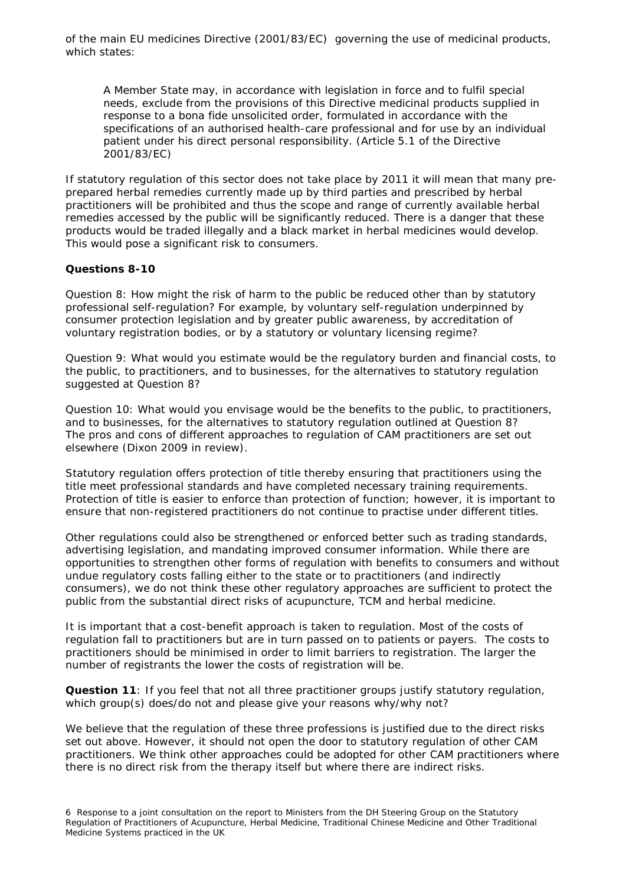of the main EU medicines Directive (2001/83/EC) governing the use of medicinal products, which states:

> A Member State may, in accordance with legislation in force and to fulfil special needs, exclude from the provisions of this Directive medicinal products supplied in response to a bona fide unsolicited order, formulated in accordance with the specifications of an authorised health-care professional and for use by an individual patient under his direct personal responsibility. (Article 5.1 of the Directive 2001/83/EC)

If statutory regulation of this sector does not take place by 2011 it will mean that many pre-prepared herbal remedies currently made up by third parties and prescribed by herbal practitioners will be prohibited and thus the scope and range of currently available herbal remedies accessed by the public will be significantly reduced. There is a danger that these products would be traded illegally and a black market in herbal medicines would develop. This would pose a significant risk to consumers.

**Questions 8-10**

Question 8: How might the risk of harm to the public be reduced other than by statutory professional self-regulation? For example, by voluntary self-regulation underpinned by consumer protection legislation and by greater public awareness, by accreditation of voluntary registration bodies, or by a statutory or voluntary licensing regime?

Question 9: What would you estimate would be the regulatory burden and financial costs, to the public, to practitioners, and to businesses, for the alternatives to statutory regulation suggested at Question 8?

Question 10: What would you envisage would be the benefits to the public, to practitioners, and to businesses, for the alternatives to statutory regulation outlined at Question 8?
The pros and cons of different approaches to regulation of CAM practitioners are set out elsewhere (Dixon 2009 in review).

Statutory regulation offers protection of title thereby ensuring that practitioners using the title meet professional standards and have completed necessary training requirements. Protection of title is easier to enforce than protection of function; however, it is important to ensure that non-registered practitioners do not continue to practise under different titles.

Other regulations could also be strengthened or enforced better such as trading standards, advertising legislation, and mandating improved consumer information. While there are opportunities to strengthen other forms of regulation with benefits to consumers and without undue regulatory costs falling either to the state or to practitioners (and indirectly consumers), we do not think these other regulatory approaches are sufficient to protect the public from the substantial direct risks of acupuncture, TCM and herbal medicine.

It is important that a cost-benefit approach is taken to regulation. Most of the costs of regulation fall to practitioners but are in turn passed on to patients or payers. The costs to practitioners should be minimised in order to limit barriers to registration. The larger the number of registrants the lower the costs of registration will be.

**Question 11**: If you feel that not all three practitioner groups justify statutory regulation, which group(s) does/do not and please give your reasons why/why not?

We believe that the regulation of these three professions is justified due to the direct risks set out above. However, it should not open the door to statutory regulation of other CAM practitioners. We think other approaches could be adopted for other CAM practitioners where there is no direct risk from the therapy itself but where there are indirect risks.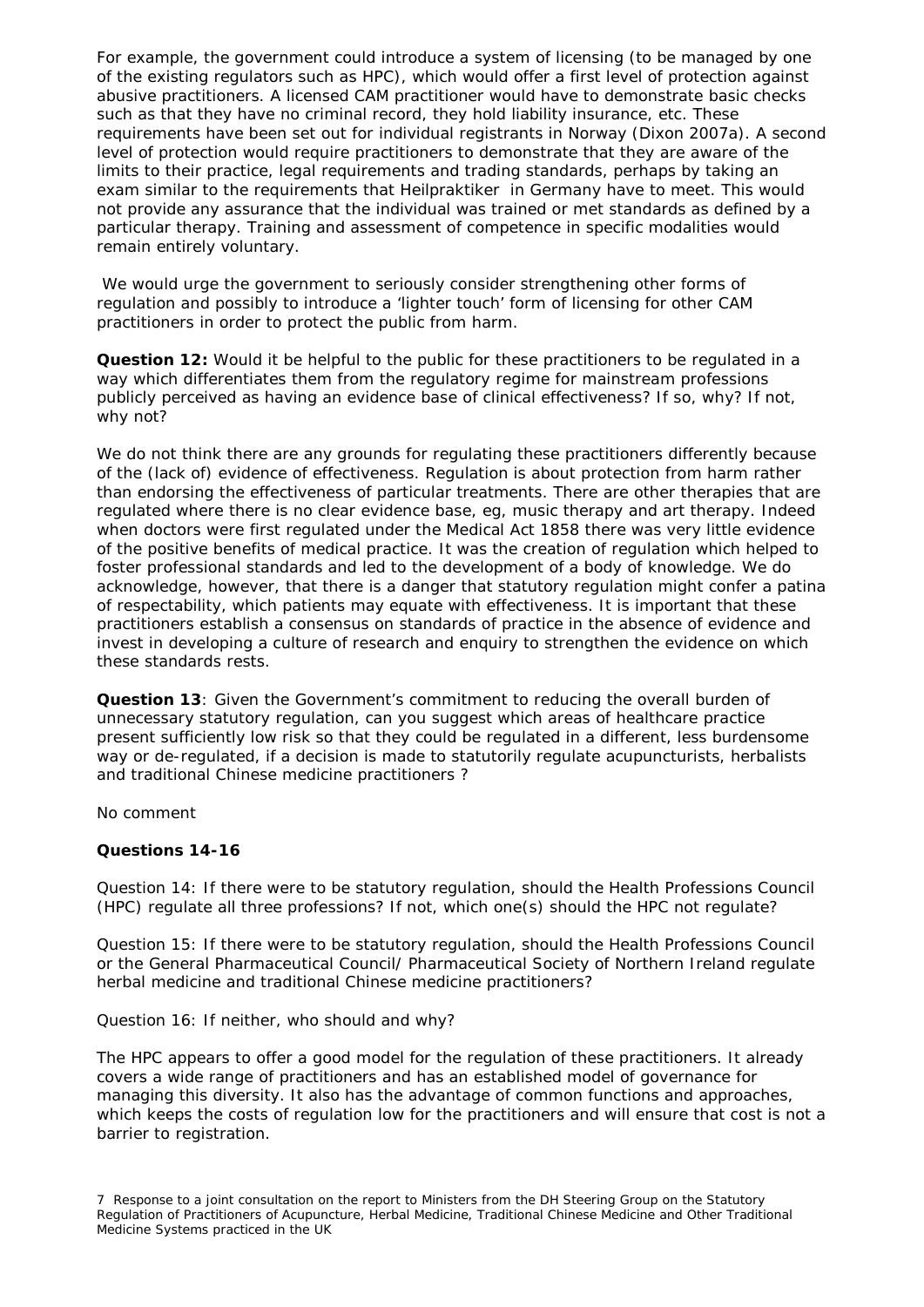For example, the government could introduce a system of licensing (to be managed by one of the existing regulators such as HPC), which would offer a first level of protection against abusive practitioners. A licensed CAM practitioner would have to demonstrate basic checks such as that they have no criminal record, they hold liability insurance, etc. These requirements have been set out for individual registrants in Norway (Dixon 2007a). A second level of protection would require practitioners to demonstrate that they are aware of the limits to their practice, legal requirements and trading standards, perhaps by taking an exam similar to the requirements that Heilpraktiker in Germany have to meet. This would not provide any assurance that the individual was trained or met standards as defined by a particular therapy. Training and assessment of competence in specific modalities would remain entirely voluntary.

We would urge the government to seriously consider strengthening other forms of regulation and possibly to introduce a 'lighter touch' form of licensing for other CAM practitioners in order to protect the public from harm.

**Question 12:** Would it be helpful to the public for these practitioners to be regulated in a way which differentiates them from the regulatory regime for mainstream professions publicly perceived as having an evidence base of clinical effectiveness? If so, why? If not, why not?

We do not think there are any grounds for regulating these practitioners differently because of the (lack of) evidence of effectiveness. Regulation is about protection from harm rather than endorsing the effectiveness of particular treatments. There are other therapies that are regulated where there is no clear evidence base, eg, music therapy and art therapy. Indeed when doctors were first regulated under the Medical Act 1858 there was very little evidence of the positive benefits of medical practice. It was the creation of regulation which helped to foster professional standards and led to the development of a body of knowledge. We do acknowledge, however, that there is a danger that statutory regulation might confer a patina of respectability, which patients may equate with effectiveness. It is important that these practitioners establish a consensus on standards of practice in the absence of evidence and invest in developing a culture of research and enquiry to strengthen the evidence on which these standards rests.

**Question 13**: Given the Government's commitment to reducing the overall burden of unnecessary statutory regulation, can you suggest which areas of healthcare practice present sufficiently low risk so that they could be regulated in a different, less burdensome way or de-regulated, if a decision is made to statutorily regulate acupuncturists, herbalists and traditional Chinese medicine practitioners ?

No comment

**Questions 14-16**

Question 14: If there were to be statutory regulation, should the Health Professions Council (HPC) regulate all three professions? If not, which one(s) should the HPC not regulate?

Question 15: If there were to be statutory regulation, should the Health Professions Council or the General Pharmaceutical Council/ Pharmaceutical Society of Northern Ireland regulate herbal medicine and traditional Chinese medicine practitioners?

Question 16: If neither, who should and why?

The HPC appears to offer a good model for the regulation of these practitioners. It already covers a wide range of practitioners and has an established model of governance for managing this diversity. It also has the advantage of common functions and approaches, which keeps the costs of regulation low for the practitioners and will ensure that cost is not a barrier to registration.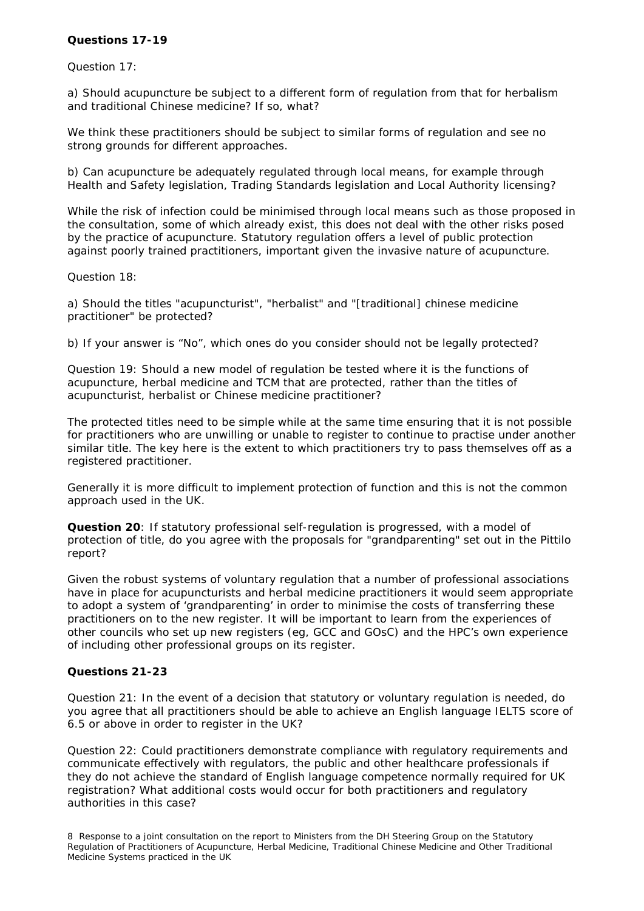**Questions 17-19**

Question 17:

a) Should acupuncture be subject to a different form of regulation from that for herbalism and traditional Chinese medicine? If so, what?

We think these practitioners should be subject to similar forms of regulation and see no strong grounds for different approaches.

b) Can acupuncture be adequately regulated through local means, for example through Health and Safety legislation, Trading Standards legislation and Local Authority licensing?

While the risk of infection could be minimised through local means such as those proposed in the consultation, some of which already exist, this does not deal with the other risks posed by the practice of acupuncture. Statutory regulation offers a level of public protection against poorly trained practitioners, important given the invasive nature of acupuncture.

Question 18:

a) Should the titles "acupuncturist", "herbalist" and "[traditional] chinese medicine practitioner" be protected?

b) If your answer is "No", which ones do you consider should not be legally protected?

Question 19: Should a new model of regulation be tested where it is the functions of acupuncture, herbal medicine and TCM that are protected, rather than the titles of acupuncturist, herbalist or Chinese medicine practitioner?

The protected titles need to be simple while at the same time ensuring that it is not possible for practitioners who are unwilling or unable to register to continue to practise under another similar title. The key here is the extent to which practitioners try to pass themselves off as a registered practitioner.

Generally it is more difficult to implement protection of function and this is not the common approach used in the UK.

**Question 20**: If statutory professional self-regulation is progressed, with a model of protection of title, do you agree with the proposals for "grandparenting" set out in the Pittilo report?

Given the robust systems of voluntary regulation that a number of professional associations have in place for acupuncturists and herbal medicine practitioners it would seem appropriate to adopt a system of 'grandparenting' in order to minimise the costs of transferring these practitioners on to the new register. It will be important to learn from the experiences of other councils who set up new registers (eg, GCC and GOsC) and the HPC's own experience of including other professional groups on its register.

**Questions 21-23**

Question 21: In the event of a decision that statutory or voluntary regulation is needed, do you agree that all practitioners should be able to achieve an English language IELTS score of 6.5 or above in order to register in the UK?

Question 22: Could practitioners demonstrate compliance with regulatory requirements and communicate effectively with regulators, the public and other healthcare professionals if they do not achieve the standard of English language competence normally required for UK registration? What additional costs would occur for both practitioners and regulatory authorities in this case?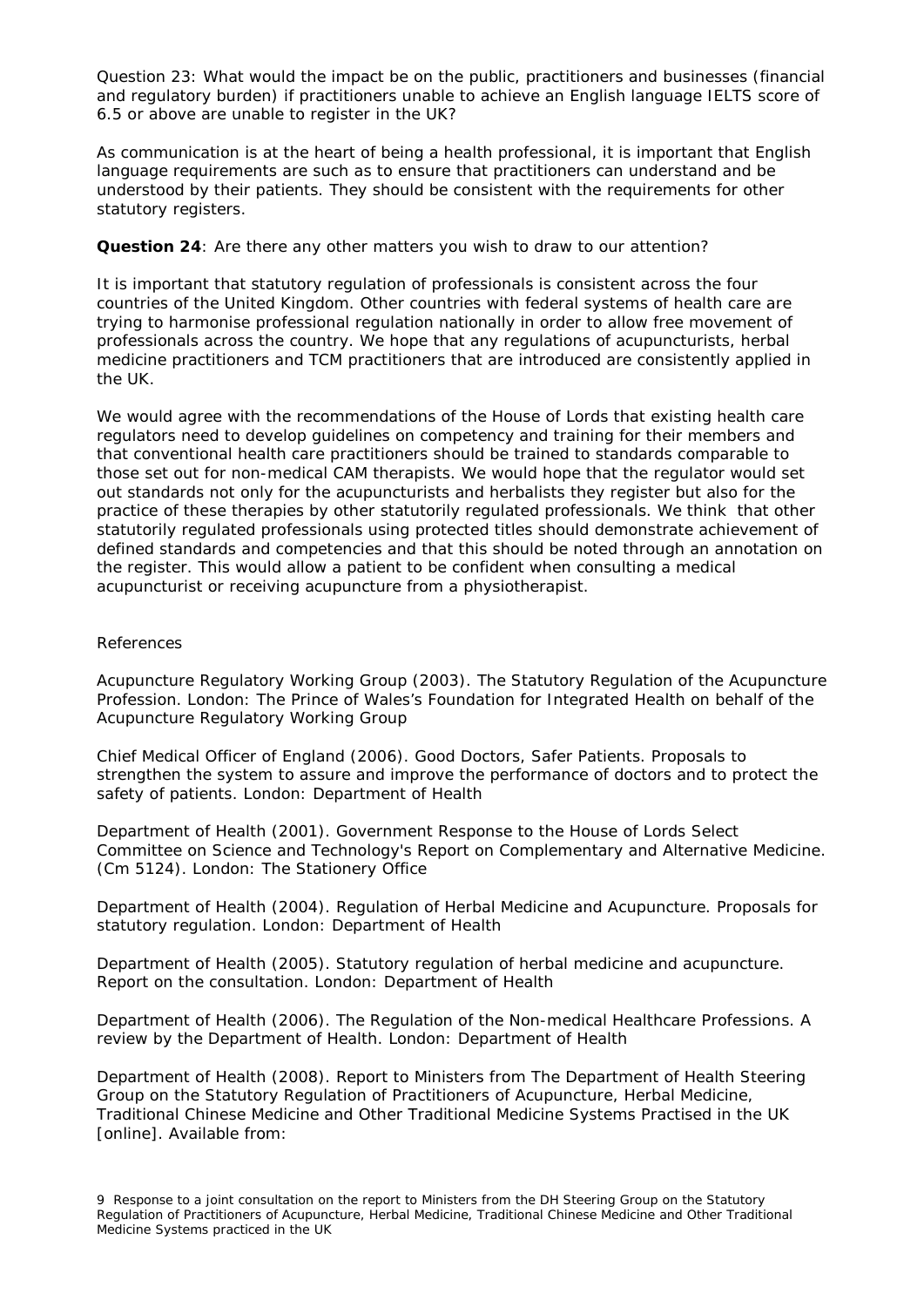Question 23: What would the impact be on the public, practitioners and businesses (financial and regulatory burden) if practitioners unable to achieve an English language IELTS score of 6.5 or above are unable to register in the UK?

As communication is at the heart of being a health professional, it is important that English language requirements are such as to ensure that practitioners can understand and be understood by their patients. They should be consistent with the requirements for other statutory registers.

**Question 24**: Are there any other matters you wish to draw to our attention?

It is important that statutory regulation of professionals is consistent across the four countries of the United Kingdom. Other countries with federal systems of health care are trying to harmonise professional regulation nationally in order to allow free movement of professionals across the country. We hope that any regulations of acupuncturists, herbal medicine practitioners and TCM practitioners that are introduced are consistently applied in the UK.

We would agree with the recommendations of the House of Lords that existing health care regulators need to develop guidelines on competency and training for their members and that conventional health care practitioners should be trained to standards comparable to those set out for non-medical CAM therapists. We would hope that the regulator would set out standards not only for the acupuncturists and herbalists they register but also for the practice of these therapies by other statutorily regulated professionals. We think that other statutorily regulated professionals using protected titles should demonstrate achievement of defined standards and competencies and that this should be noted through an annotation on the register. This would allow a patient to be confident when consulting a medical acupuncturist or receiving acupuncture from a physiotherapist.

References

Acupuncture Regulatory Working Group (2003). The Statutory Regulation of the Acupuncture Profession. London: The Prince of Wales's Foundation for Integrated Health on behalf of the Acupuncture Regulatory Working Group

Chief Medical Officer of England (2006). Good Doctors, Safer Patients. Proposals to strengthen the system to assure and improve the performance of doctors and to protect the safety of patients. London: Department of Health

Department of Health (2001). Government Response to the House of Lords Select Committee on Science and Technology's Report on Complementary and Alternative Medicine. (Cm 5124). London: The Stationery Office

Department of Health (2004). Regulation of Herbal Medicine and Acupuncture. Proposals for statutory regulation. London: Department of Health

Department of Health (2005). Statutory regulation of herbal medicine and acupuncture. Report on the consultation. London: Department of Health

Department of Health (2006). The Regulation of the Non-medical Healthcare Professions. A review by the Department of Health. London: Department of Health

Department of Health (2008). Report to Ministers from The Department of Health Steering Group on the Statutory Regulation of Practitioners of Acupuncture, Herbal Medicine, Traditional Chinese Medicine and Other Traditional Medicine Systems Practised in the UK [online]. Available from: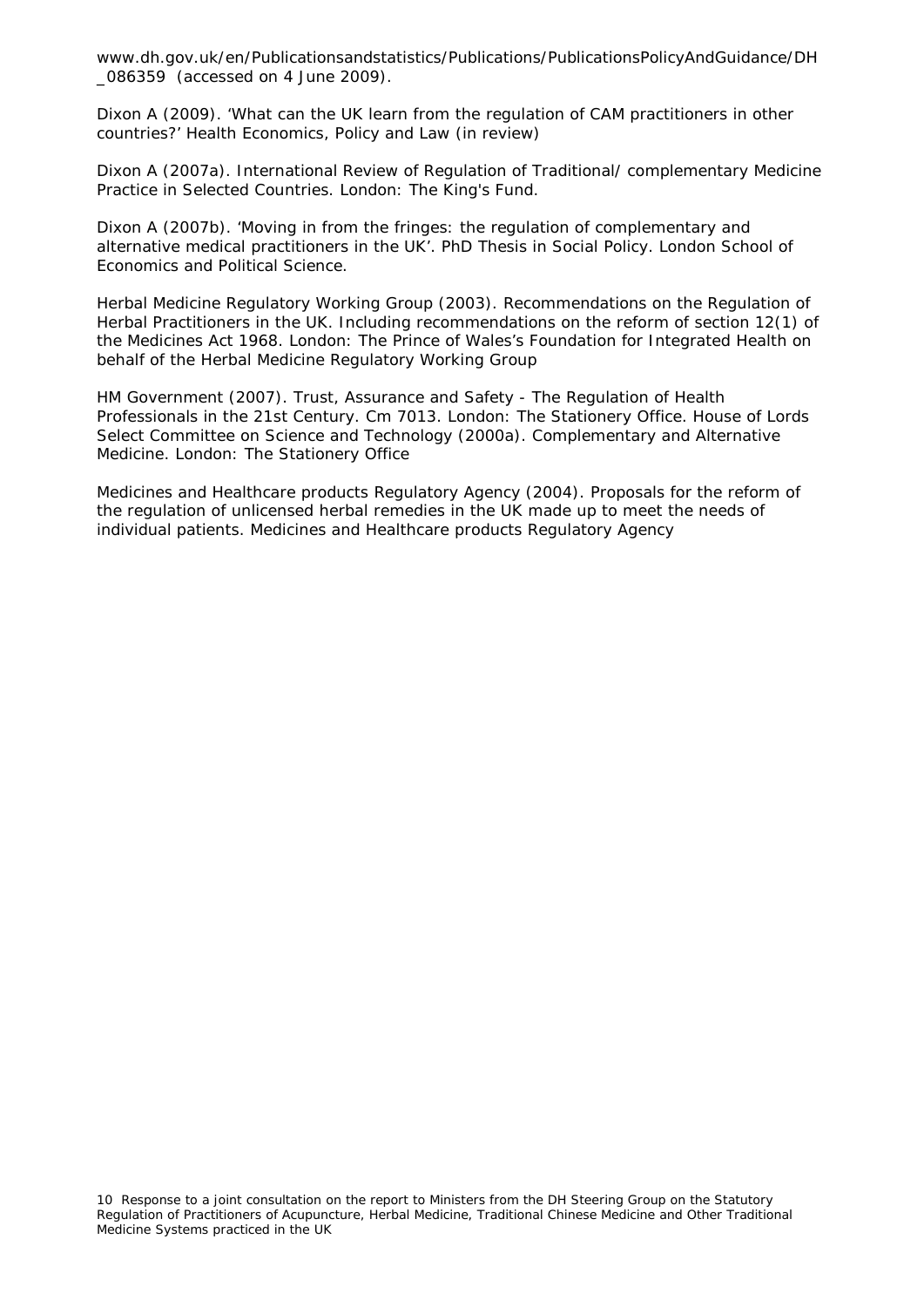www.dh.gov.uk/en/Publicationsandstatistics/Publications/PublicationsPolicyAndGuidance/DH_086359 (accessed on 4 June 2009).

Dixon A (2009). 'What can the UK learn from the regulation of CAM practitioners in other countries?' Health Economics, Policy and Law (in review)

Dixon A (2007a). International Review of Regulation of Traditional/ complementary Medicine Practice in Selected Countries. London: The King's Fund.

Dixon A (2007b). 'Moving in from the fringes: the regulation of complementary and alternative medical practitioners in the UK'. PhD Thesis in Social Policy. London School of Economics and Political Science.

Herbal Medicine Regulatory Working Group (2003). Recommendations on the Regulation of Herbal Practitioners in the UK. Including recommendations on the reform of section 12(1) of the Medicines Act 1968. London: The Prince of Wales's Foundation for Integrated Health on behalf of the Herbal Medicine Regulatory Working Group

HM Government (2007). Trust, Assurance and Safety - The Regulation of Health Professionals in the 21st Century. Cm 7013. London: The Stationery Office. House of Lords Select Committee on Science and Technology (2000a). Complementary and Alternative Medicine. London: The Stationery Office

Medicines and Healthcare products Regulatory Agency (2004). Proposals for the reform of the regulation of unlicensed herbal remedies in the UK made up to meet the needs of individual patients. Medicines and Healthcare products Regulatory Agency